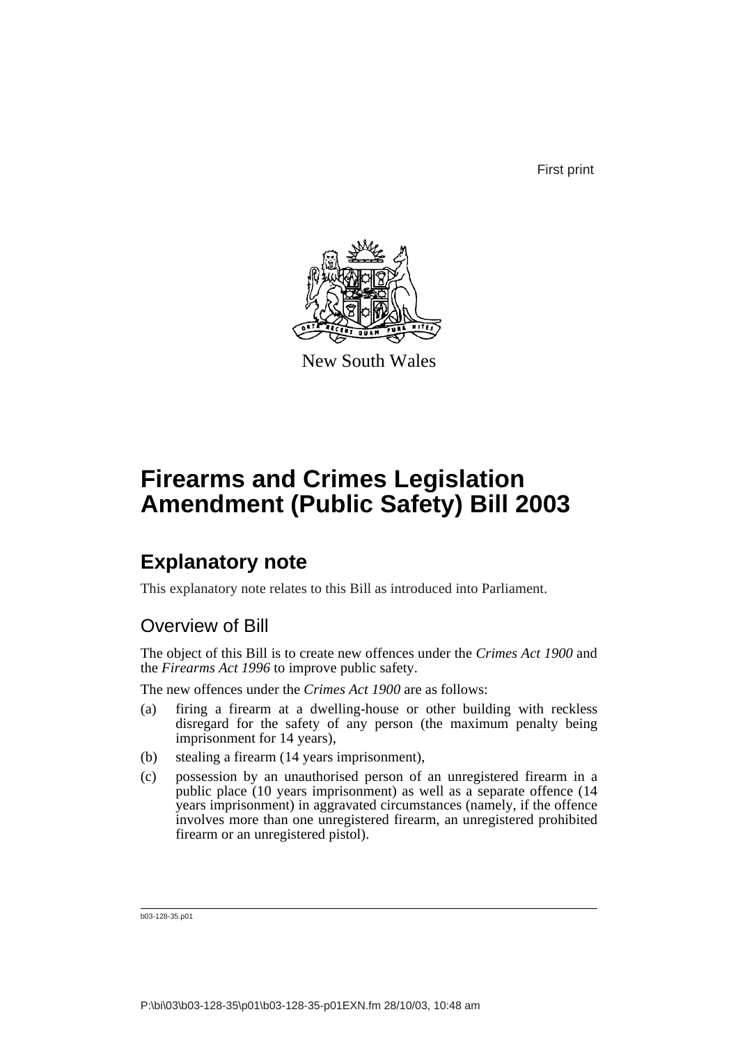First print

New South Wales

# Firearms and Crimes Legislation Amendment (Public Safety) Bill 2003

## Explanatory note

This explanatory note relates to this Bill as introduced into Parliament.

### Overview of Bill

The object of this Bill is to create new offences under the *Crimes Act 1900* and the *Firearms Act 1996* to improve public safety.

The new offences under the *Crimes Act 1900* are as follows:

(a) firing a firearm at a dwelling-house or other building with reckless disregard for the safety of any person (the maximum penalty being imprisonment for 14 years),

(b) stealing a firearm (14 years imprisonment),

(c) possession by an unauthorised person of an unregistered firearm in a public place (10 years imprisonment) as well as a separate offence (14 years imprisonment) in aggravated circumstances (namely, if the offence involves more than one unregistered firearm, an unregistered prohibited firearm or an unregistered pistol).

b03-128-35.p01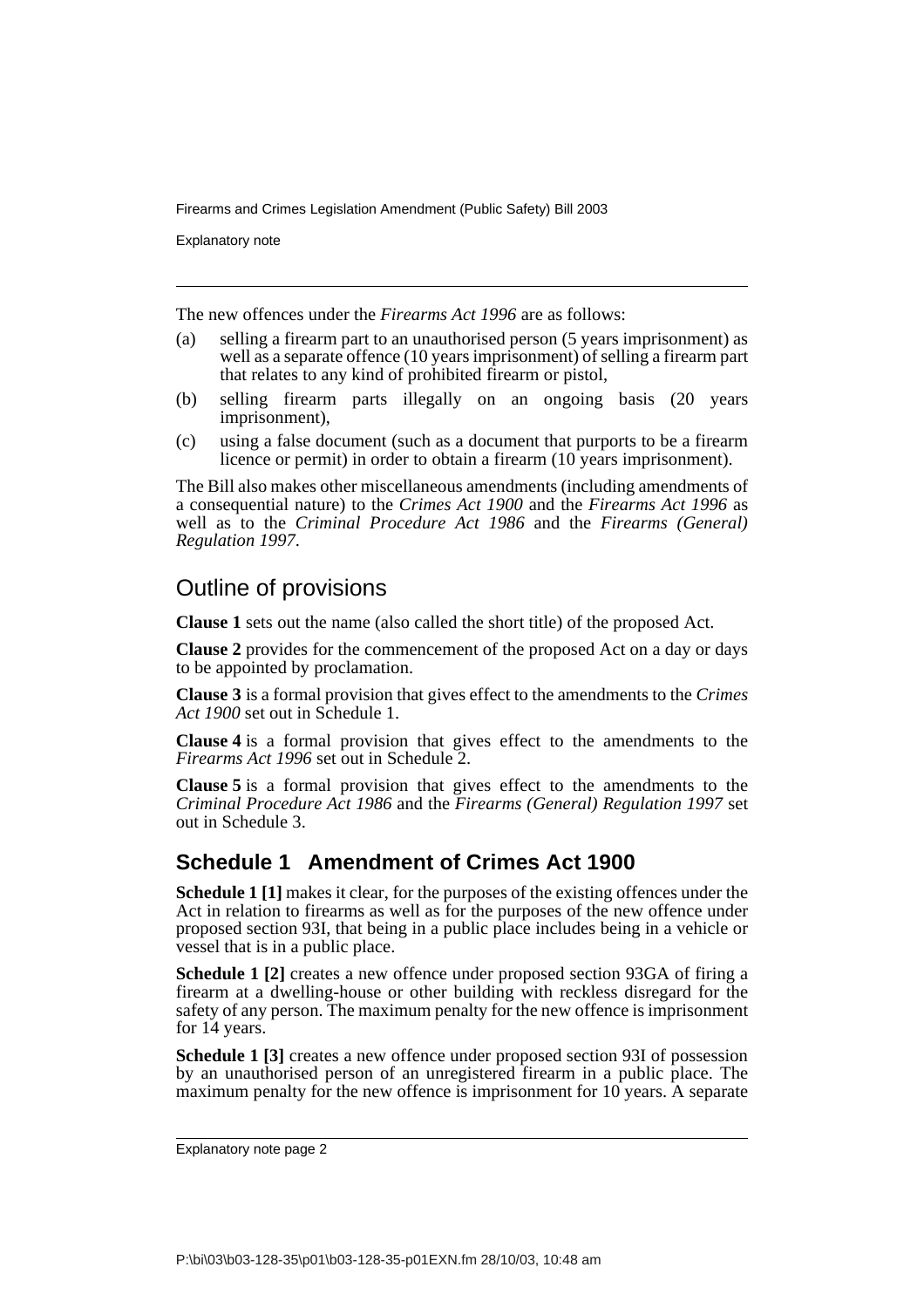The new offences under the *Firearms Act 1996* are as follows:

(a) selling a firearm part to an unauthorised person (5 years imprisonment) as well as a separate offence (10 years imprisonment) of selling a firearm part that relates to any kind of prohibited firearm or pistol,

(b) selling firearm parts illegally on an ongoing basis (20 years imprisonment),

(c) using a false document (such as a document that purports to be a firearm licence or permit) in order to obtain a firearm (10 years imprisonment).

The Bill also makes other miscellaneous amendments (including amendments of a consequential nature) to the *Crimes Act 1900* and the *Firearms Act 1996* as well as to the *Criminal Procedure Act 1986* and the *Firearms (General) Regulation 1997*.

## Outline of provisions

**Clause 1** sets out the name (also called the short title) of the proposed Act.

**Clause 2** provides for the commencement of the proposed Act on a day or days to be appointed by proclamation.

**Clause 3** is a formal provision that gives effect to the amendments to the *Crimes Act 1900* set out in Schedule 1.

**Clause 4** is a formal provision that gives effect to the amendments to the *Firearms Act 1996* set out in Schedule 2.

**Clause 5** is a formal provision that gives effect to the amendments to the *Criminal Procedure Act 1986* and the *Firearms (General) Regulation 1997* set out in Schedule 3.

### Schedule 1 Amendment of Crimes Act 1900

**Schedule 1 [1]** makes it clear, for the purposes of the existing offences under the Act in relation to firearms as well as for the purposes of the new offence under proposed section 93I, that being in a public place includes being in a vehicle or vessel that is in a public place.

**Schedule 1 [2]** creates a new offence under proposed section 93GA of firing a firearm at a dwelling-house or other building with reckless disregard for the safety of any person. The maximum penalty for the new offence is imprisonment for 14 years.

**Schedule 1 [3]** creates a new offence under proposed section 93I of possession by an unauthorised person of an unregistered firearm in a public place. The maximum penalty for the new offence is imprisonment for 10 years. A separate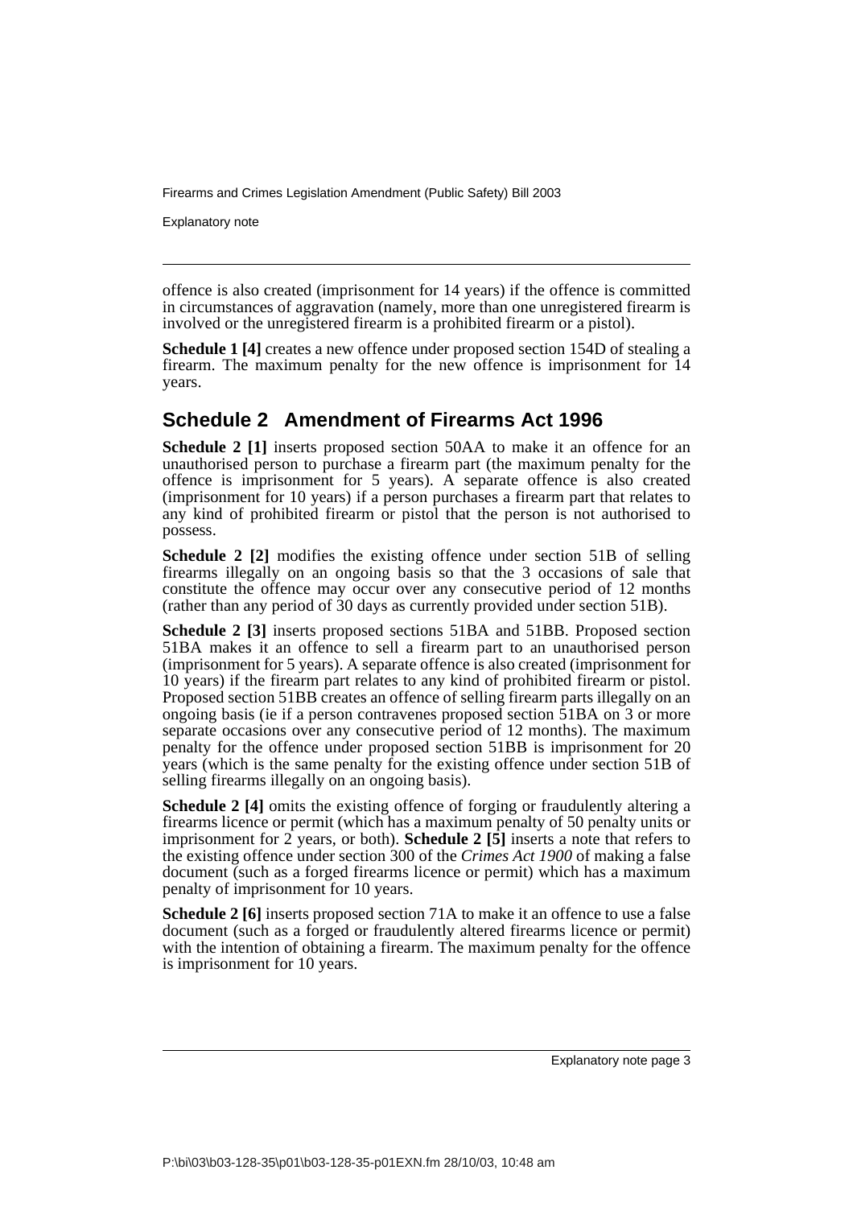offence is also created (imprisonment for 14 years) if the offence is committed in circumstances of aggravation (namely, more than one unregistered firearm is involved or the unregistered firearm is a prohibited firearm or a pistol).

**Schedule 1 [4]** creates a new offence under proposed section 154D of stealing a firearm. The maximum penalty for the new offence is imprisonment for 14 years.

## Schedule 2 Amendment of Firearms Act 1996

**Schedule 2 [1]** inserts proposed section 50AA to make it an offence for an unauthorised person to purchase a firearm part (the maximum penalty for the offence is imprisonment for 5 years). A separate offence is also created (imprisonment for 10 years) if a person purchases a firearm part that relates to any kind of prohibited firearm or pistol that the person is not authorised to possess.

**Schedule 2 [2]** modifies the existing offence under section 51B of selling firearms illegally on an ongoing basis so that the 3 occasions of sale that constitute the offence may occur over any consecutive period of 12 months (rather than any period of 30 days as currently provided under section 51B).

**Schedule 2 [3]** inserts proposed sections 51BA and 51BB. Proposed section 51BA makes it an offence to sell a firearm part to an unauthorised person (imprisonment for 5 years). A separate offence is also created (imprisonment for 10 years) if the firearm part relates to any kind of prohibited firearm or pistol. Proposed section 51BB creates an offence of selling firearm parts illegally on an ongoing basis (ie if a person contravenes proposed section 51BA on 3 or more separate occasions over any consecutive period of 12 months). The maximum penalty for the offence under proposed section 51BB is imprisonment for 20 years (which is the same penalty for the existing offence under section 51B of selling firearms illegally on an ongoing basis).

**Schedule 2 [4]** omits the existing offence of forging or fraudulently altering a firearms licence or permit (which has a maximum penalty of 50 penalty units or imprisonment for 2 years, or both). **Schedule 2 [5]** inserts a note that refers to the existing offence under section 300 of the *Crimes Act 1900* of making a false document (such as a forged firearms licence or permit) which has a maximum penalty of imprisonment for 10 years.

**Schedule 2 [6]** inserts proposed section 71A to make it an offence to use a false document (such as a forged or fraudulently altered firearms licence or permit) with the intention of obtaining a firearm. The maximum penalty for the offence is imprisonment for 10 years.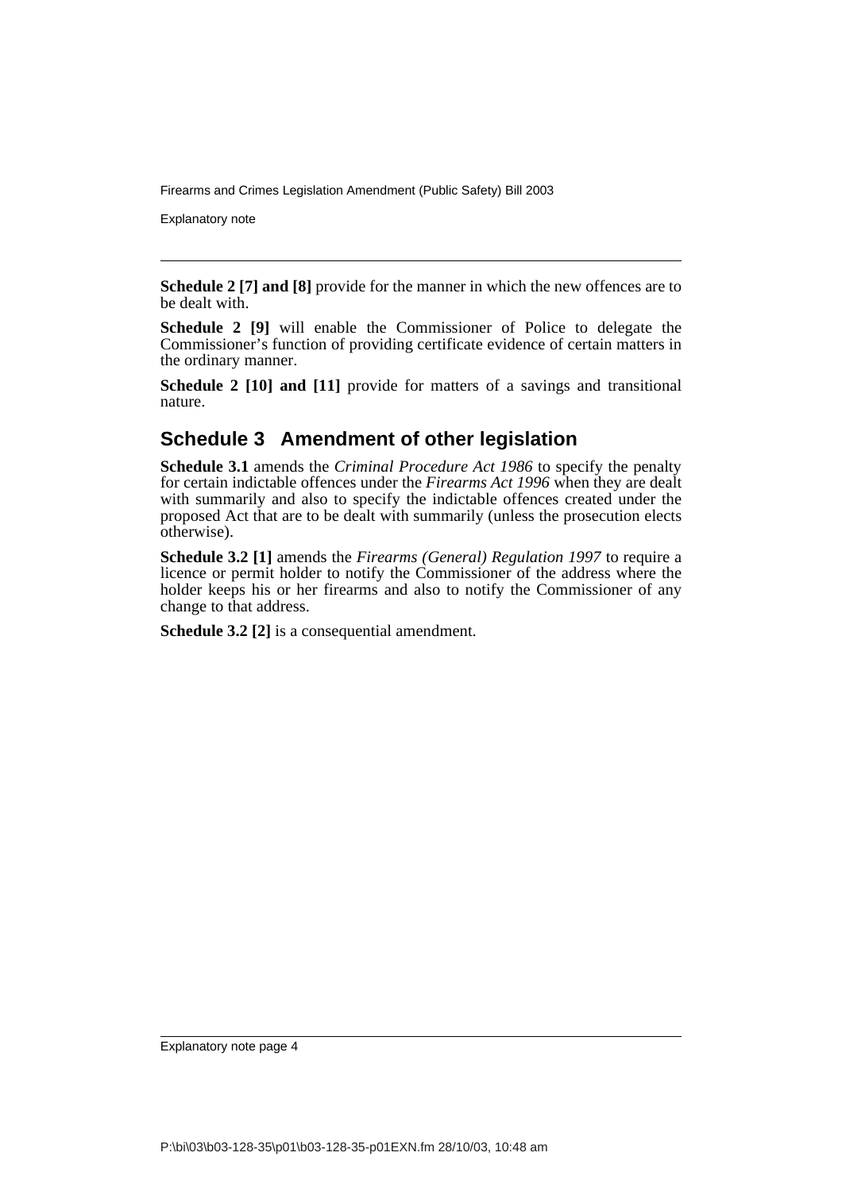**Schedule 2 [7] and [8]** provide for the manner in which the new offences are to be dealt with.

**Schedule 2 [9]** will enable the Commissioner of Police to delegate the Commissioner's function of providing certificate evidence of certain matters in the ordinary manner.

**Schedule 2 [10] and [11]** provide for matters of a savings and transitional nature.

## Schedule 3 Amendment of other legislation

**Schedule 3.1** amends the *Criminal Procedure Act 1986* to specify the penalty for certain indictable offences under the *Firearms Act 1996* when they are dealt with summarily and also to specify the indictable offences created under the proposed Act that are to be dealt with summarily (unless the prosecution elects otherwise).

**Schedule 3.2 [1]** amends the *Firearms (General) Regulation 1997* to require a licence or permit holder to notify the Commissioner of the address where the holder keeps his or her firearms and also to notify the Commissioner of any change to that address.

**Schedule 3.2 [2]** is a consequential amendment.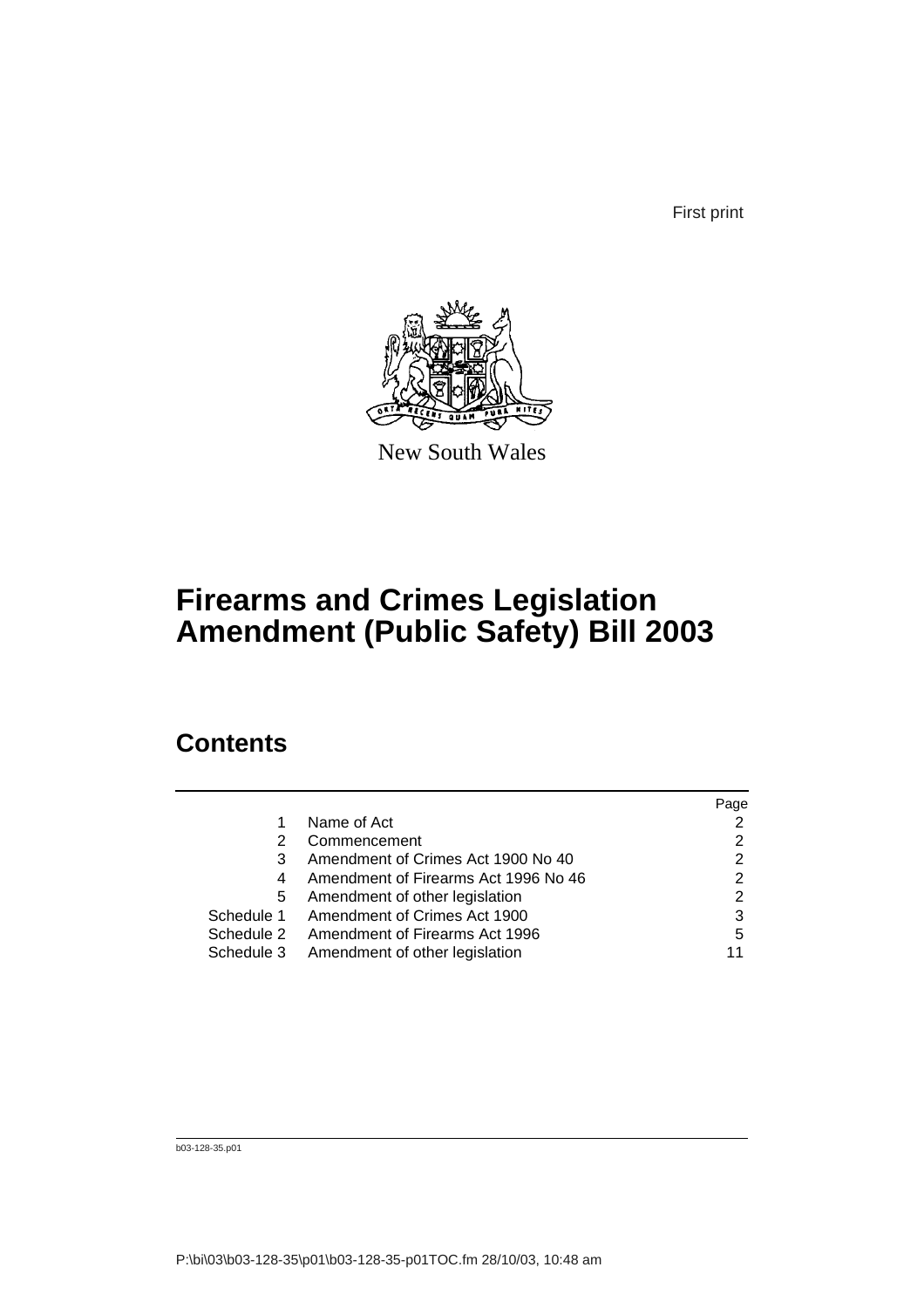First print

New South Wales

# Firearms and Crimes Legislation Amendment (Public Safety) Bill 2003

## Contents

| | | Page |
|---|---|---|
| 1 | Name of Act | 2 |
| 2 | Commencement | 2 |
| 3 | Amendment of Crimes Act 1900 No 40 | 2 |
| 4 | Amendment of Firearms Act 1996 No 46 | 2 |
| 5 | Amendment of other legislation | 2 |
| Schedule 1 | Amendment of Crimes Act 1900 | 3 |
| Schedule 2 | Amendment of Firearms Act 1996 | 5 |
| Schedule 3 | Amendment of other legislation | 11 |

b03-128-35.p01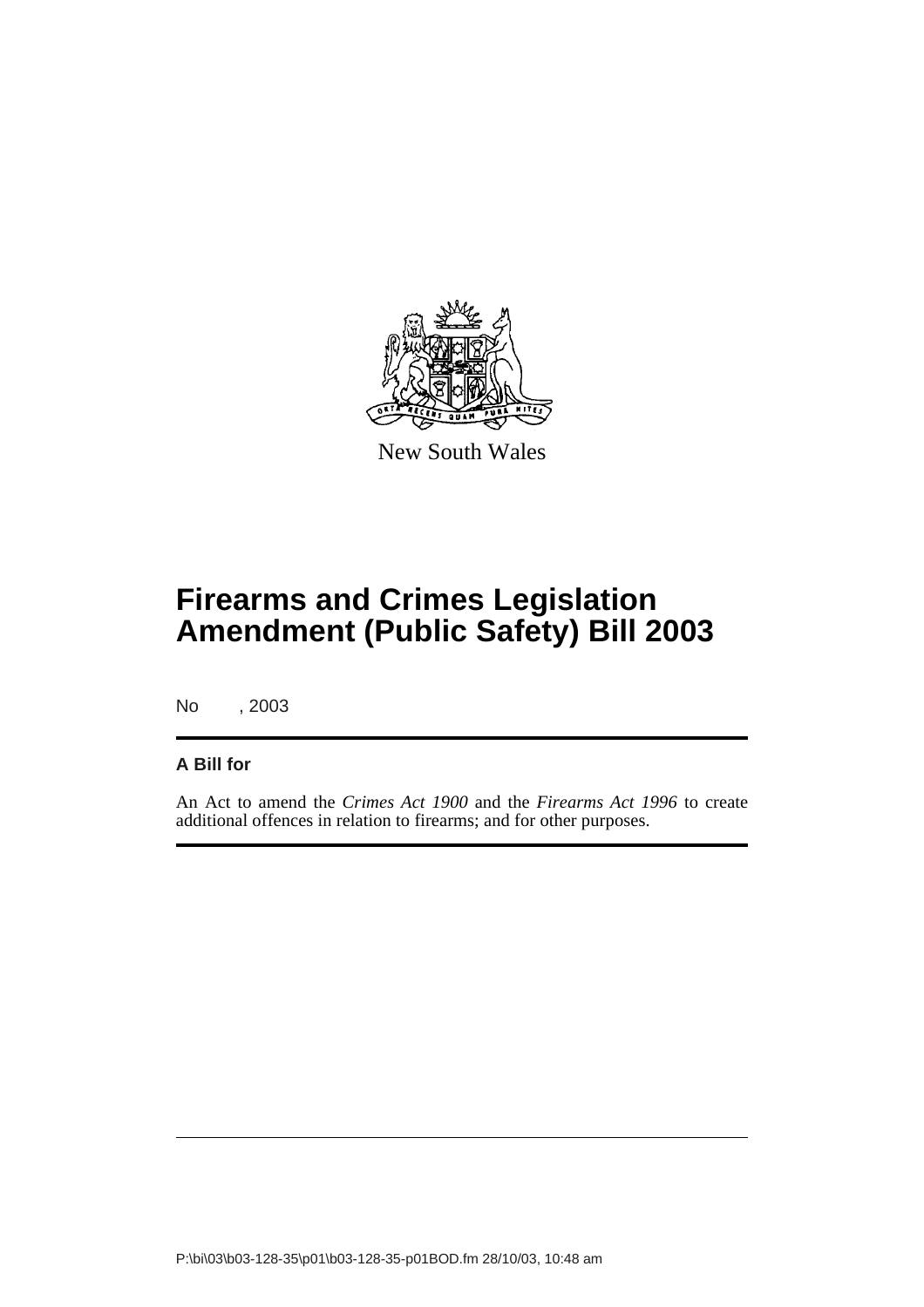New South Wales

# Firearms and Crimes Legislation Amendment (Public Safety) Bill 2003

No , 2003

**A Bill for**

An Act to amend the *Crimes Act 1900* and the *Firearms Act 1996* to create additional offences in relation to firearms; and for other purposes.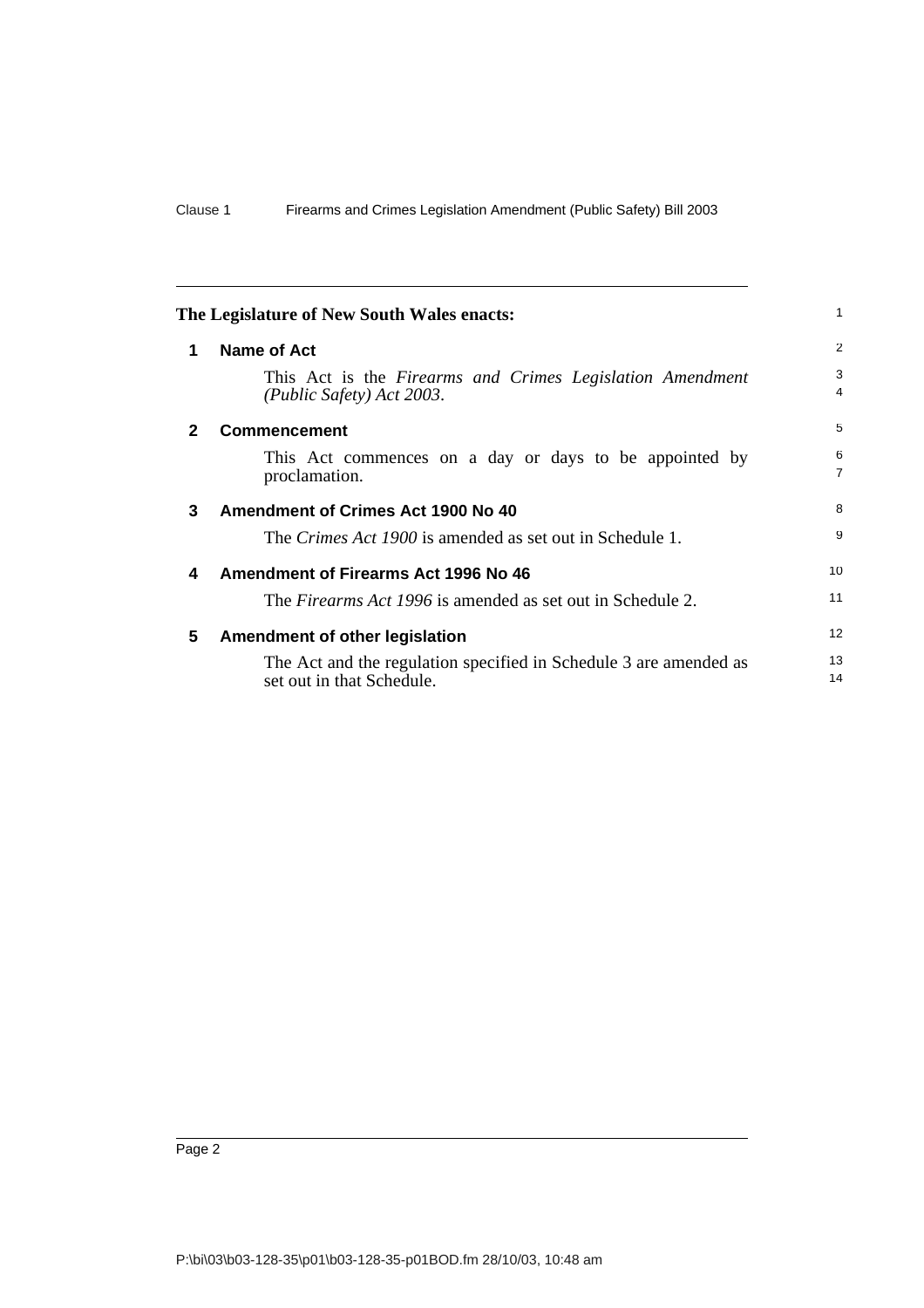**The Legislature of New South Wales enacts:**

## 1 Name of Act

This Act is the *Firearms and Crimes Legislation Amendment (Public Safety) Act 2003*.

## 2 Commencement

This Act commences on a day or days to be appointed by proclamation.

## 3 Amendment of Crimes Act 1900 No 40

The *Crimes Act 1900* is amended as set out in Schedule 1.

## 4 Amendment of Firearms Act 1996 No 46

The *Firearms Act 1996* is amended as set out in Schedule 2.

## 5 Amendment of other legislation

The Act and the regulation specified in Schedule 3 are amended as set out in that Schedule.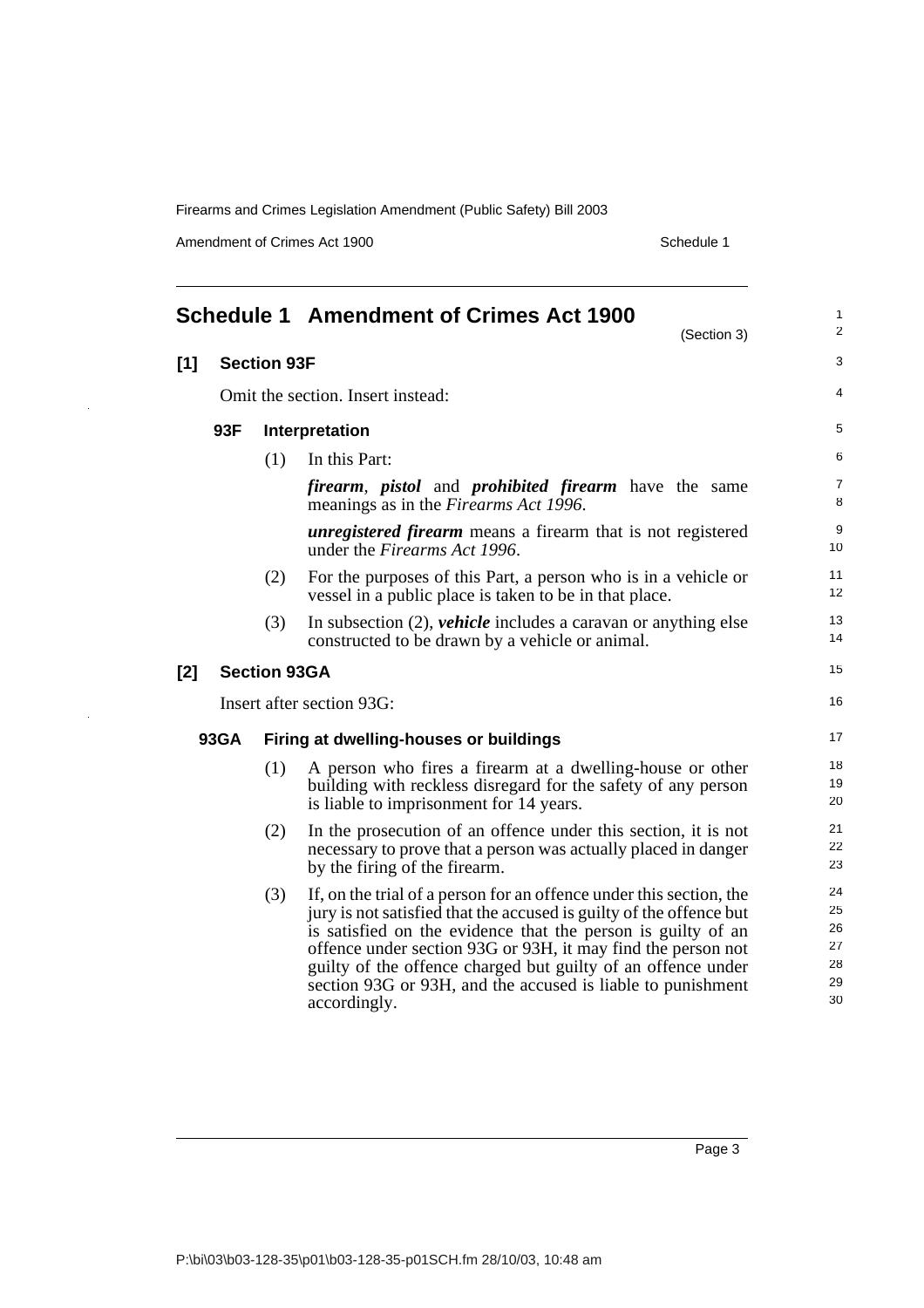# Schedule 1 Amendment of Crimes Act 1900

(Section 3)

## [1] Section 93F

Omit the section. Insert instead:

### 93F Interpretation

(1) In this Part:

***firearm***, ***pistol*** and ***prohibited firearm*** have the same meanings as in the *Firearms Act 1996*.

***unregistered firearm*** means a firearm that is not registered under the *Firearms Act 1996*.

(2) For the purposes of this Part, a person who is in a vehicle or vessel in a public place is taken to be in that place.

(3) In subsection (2), ***vehicle*** includes a caravan or anything else constructed to be drawn by a vehicle or animal.

## [2] Section 93GA

Insert after section 93G:

### 93GA Firing at dwelling-houses or buildings

(1) A person who fires a firearm at a dwelling-house or other building with reckless disregard for the safety of any person is liable to imprisonment for 14 years.

(2) In the prosecution of an offence under this section, it is not necessary to prove that a person was actually placed in danger by the firing of the firearm.

(3) If, on the trial of a person for an offence under this section, the jury is not satisfied that the accused is guilty of the offence but is satisfied on the evidence that the person is guilty of an offence under section 93G or 93H, it may find the person not guilty of the offence charged but guilty of an offence under section 93G or 93H, and the accused is liable to punishment accordingly.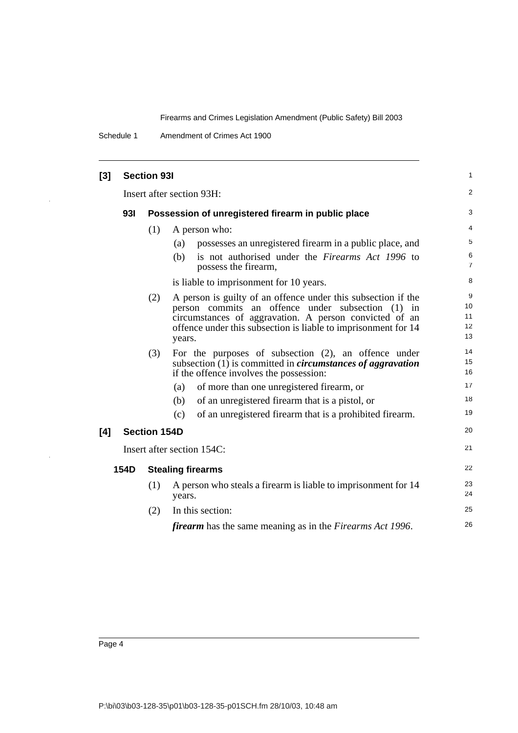## [3] Section 93I

Insert after section 93H:

### 93I Possession of unregistered firearm in public place

(1) A person who:

(a) possesses an unregistered firearm in a public place, and

(b) is not authorised under the *Firearms Act 1996* to possess the firearm,

is liable to imprisonment for 10 years.

(2) A person is guilty of an offence under this subsection if the person commits an offence under subsection (1) in circumstances of aggravation. A person convicted of an offence under this subsection is liable to imprisonment for 14 years.

(3) For the purposes of subsection (2), an offence under subsection (1) is committed in ***circumstances of aggravation*** if the offence involves the possession:

(a) of more than one unregistered firearm, or

(b) of an unregistered firearm that is a pistol, or

(c) of an unregistered firearm that is a prohibited firearm.

## [4] Section 154D

Insert after section 154C:

### 154D Stealing firearms

(1) A person who steals a firearm is liable to imprisonment for 14 years.

(2) In this section:

***firearm*** has the same meaning as in the *Firearms Act 1996*.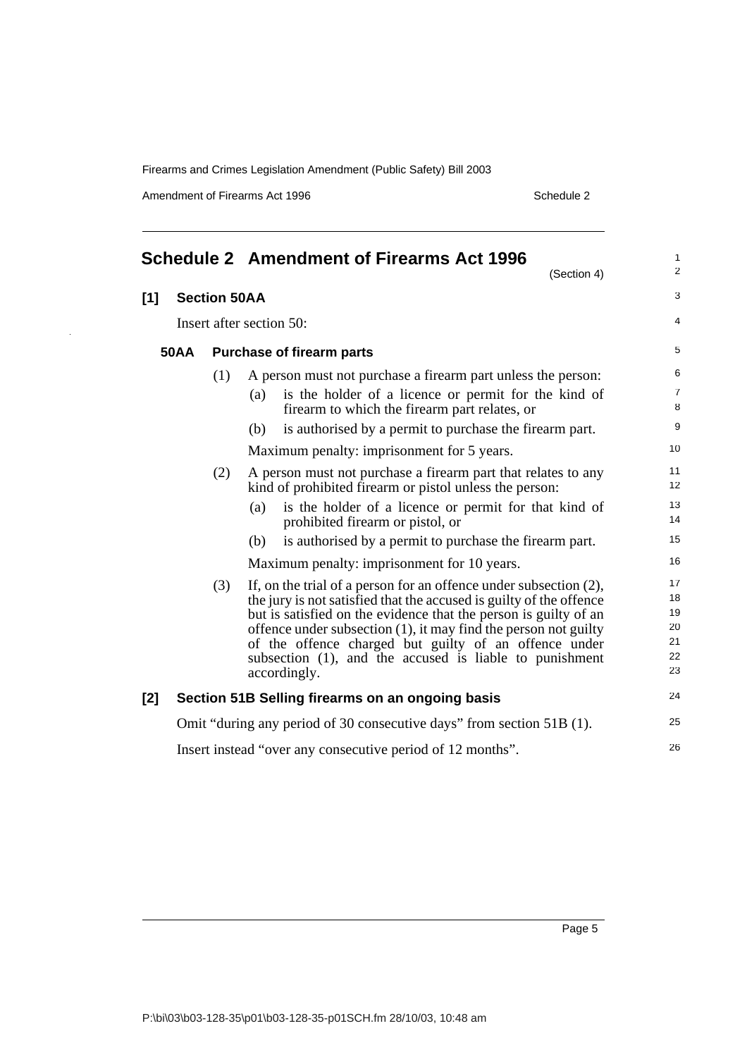# Schedule 2 Amendment of Firearms Act 1996

(Section 4)

## [1] Section 50AA

Insert after section 50:

### 50AA Purchase of firearm parts

(1) A person must not purchase a firearm part unless the person:

(a) is the holder of a licence or permit for the kind of firearm to which the firearm part relates, or

(b) is authorised by a permit to purchase the firearm part.

Maximum penalty: imprisonment for 5 years.

(2) A person must not purchase a firearm part that relates to any kind of prohibited firearm or pistol unless the person:

(a) is the holder of a licence or permit for that kind of prohibited firearm or pistol, or

(b) is authorised by a permit to purchase the firearm part.

Maximum penalty: imprisonment for 10 years.

(3) If, on the trial of a person for an offence under subsection (2), the jury is not satisfied that the accused is guilty of the offence but is satisfied on the evidence that the person is guilty of an offence under subsection (1), it may find the person not guilty of the offence charged but guilty of an offence under subsection (1), and the accused is liable to punishment accordingly.

## [2] Section 51B Selling firearms on an ongoing basis

Omit "during any period of 30 consecutive days" from section 51B (1).

Insert instead "over any consecutive period of 12 months".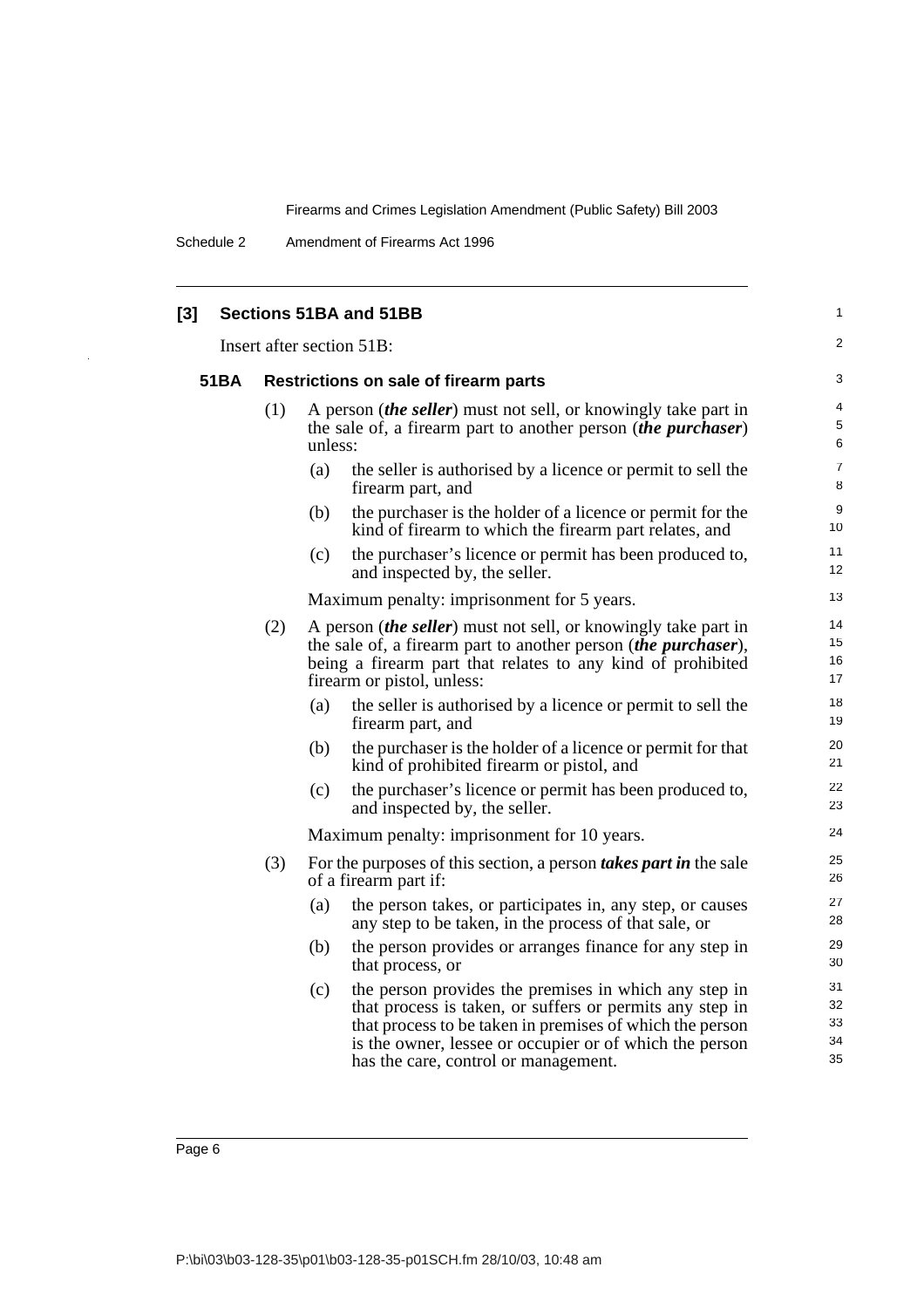## [3] Sections 51BA and 51BB

Insert after section 51B:

### 51BA Restrictions on sale of firearm parts

(1) A person (***the seller***) must not sell, or knowingly take part in the sale of, a firearm part to another person (***the purchaser***) unless:

(a) the seller is authorised by a licence or permit to sell the firearm part, and

(b) the purchaser is the holder of a licence or permit for the kind of firearm to which the firearm part relates, and

(c) the purchaser's licence or permit has been produced to, and inspected by, the seller.

Maximum penalty: imprisonment for 5 years.

(2) A person (***the seller***) must not sell, or knowingly take part in the sale of, a firearm part to another person (***the purchaser***), being a firearm part that relates to any kind of prohibited firearm or pistol, unless:

(a) the seller is authorised by a licence or permit to sell the firearm part, and

(b) the purchaser is the holder of a licence or permit for that kind of prohibited firearm or pistol, and

(c) the purchaser's licence or permit has been produced to, and inspected by, the seller.

Maximum penalty: imprisonment for 10 years.

(3) For the purposes of this section, a person ***takes part in*** the sale of a firearm part if:

(a) the person takes, or participates in, any step, or causes any step to be taken, in the process of that sale, or

(b) the person provides or arranges finance for any step in that process, or

(c) the person provides the premises in which any step in that process is taken, or suffers or permits any step in that process to be taken in premises of which the person is the owner, lessee or occupier or of which the person has the care, control or management.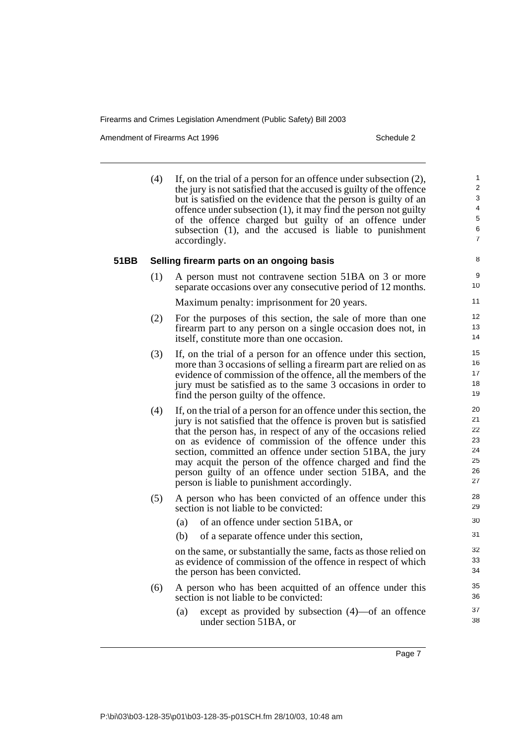(4) If, on the trial of a person for an offence under subsection (2), the jury is not satisfied that the accused is guilty of the offence but is satisfied on the evidence that the person is guilty of an offence under subsection (1), it may find the person not guilty of the offence charged but guilty of an offence under subsection (1), and the accused is liable to punishment accordingly.

**51BB Selling firearm parts on an ongoing basis**

(1) A person must not contravene section 51BA on 3 or more separate occasions over any consecutive period of 12 months.

Maximum penalty: imprisonment for 20 years.

(2) For the purposes of this section, the sale of more than one firearm part to any person on a single occasion does not, in itself, constitute more than one occasion.

(3) If, on the trial of a person for an offence under this section, more than 3 occasions of selling a firearm part are relied on as evidence of commission of the offence, all the members of the jury must be satisfied as to the same 3 occasions in order to find the person guilty of the offence.

(4) If, on the trial of a person for an offence under this section, the jury is not satisfied that the offence is proven but is satisfied that the person has, in respect of any of the occasions relied on as evidence of commission of the offence under this section, committed an offence under section 51BA, the jury may acquit the person of the offence charged and find the person guilty of an offence under section 51BA, and the person is liable to punishment accordingly.

(5) A person who has been convicted of an offence under this section is not liable to be convicted:

- (a) of an offence under section 51BA, or
- (b) of a separate offence under this section,

on the same, or substantially the same, facts as those relied on as evidence of commission of the offence in respect of which the person has been convicted.

(6) A person who has been acquitted of an offence under this section is not liable to be convicted:

- (a) except as provided by subsection (4)—of an offence under section 51BA, or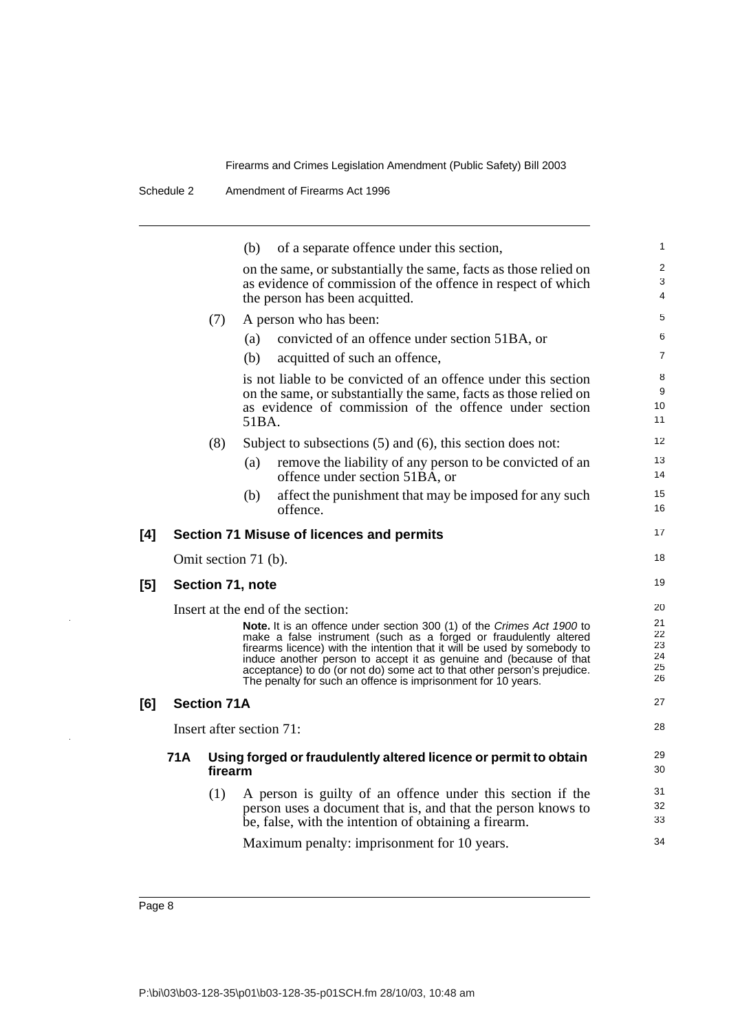(b) of a separate offence under this section,

on the same, or substantially the same, facts as those relied on as evidence of commission of the offence in respect of which the person has been acquitted.

(7) A person who has been:

(a) convicted of an offence under section 51BA, or

(b) acquitted of such an offence,

is not liable to be convicted of an offence under this section on the same, or substantially the same, facts as those relied on as evidence of commission of the offence under section 51BA.

(8) Subject to subsections (5) and (6), this section does not:

(a) remove the liability of any person to be convicted of an offence under section 51BA, or

(b) affect the punishment that may be imposed for any such offence.

### [4] Section 71 Misuse of licences and permits

Omit section 71 (b).

### [5] Section 71, note

Insert at the end of the section:

**Note.** It is an offence under section 300 (1) of the *Crimes Act 1900* to make a false instrument (such as a forged or fraudulently altered firearms licence) with the intention that it will be used by somebody to induce another person to accept it as genuine and (because of that acceptance) to do (or not do) some act to that other person's prejudice. The penalty for such an offence is imprisonment for 10 years.

### [6] Section 71A

Insert after section 71:

#### 71A Using forged or fraudulently altered licence or permit to obtain firearm

(1) A person is guilty of an offence under this section if the person uses a document that is, and that the person knows to be, false, with the intention of obtaining a firearm.

Maximum penalty: imprisonment for 10 years.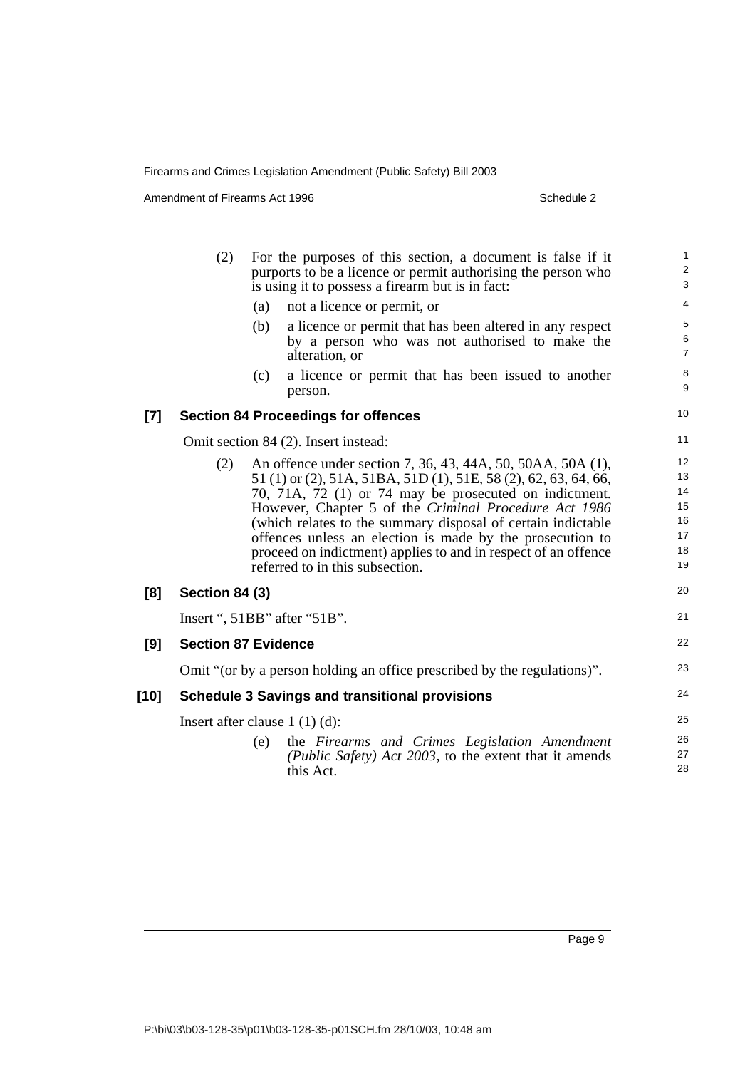(2) For the purposes of this section, a document is false if it purports to be a licence or permit authorising the person who is using it to possess a firearm but is in fact:

(a) not a licence or permit, or

(b) a licence or permit that has been altered in any respect by a person who was not authorised to make the alteration, or

(c) a licence or permit that has been issued to another person.

### [7] Section 84 Proceedings for offences

Omit section 84 (2). Insert instead:

(2) An offence under section 7, 36, 43, 44A, 50, 50AA, 50A (1), 51 (1) or (2), 51A, 51BA, 51D (1), 51E, 58 (2), 62, 63, 64, 66, 70, 71A, 72 (1) or 74 may be prosecuted on indictment. However, Chapter 5 of the *Criminal Procedure Act 1986* (which relates to the summary disposal of certain indictable offences unless an election is made by the prosecution to proceed on indictment) applies to and in respect of an offence referred to in this subsection.

### [8] Section 84 (3)

Insert ", 51BB" after "51B".

### [9] Section 87 Evidence

Omit "(or by a person holding an office prescribed by the regulations)".

### [10] Schedule 3 Savings and transitional provisions

Insert after clause 1 (1) (d):

(e) the *Firearms and Crimes Legislation Amendment (Public Safety) Act 2003*, to the extent that it amends this Act.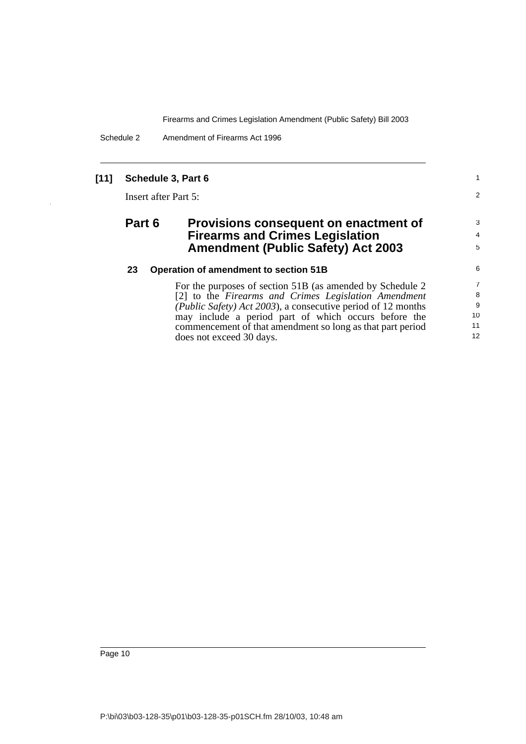**[11] Schedule 3, Part 6**

Insert after Part 5:

## Part 6 Provisions consequent on enactment of Firearms and Crimes Legislation Amendment (Public Safety) Act 2003

### 23 Operation of amendment to section 51B

For the purposes of section 51B (as amended by Schedule 2 [2] to the *Firearms and Crimes Legislation Amendment (Public Safety) Act 2003*), a consecutive period of 12 months may include a period part of which occurs before the commencement of that amendment so long as that part period does not exceed 30 days.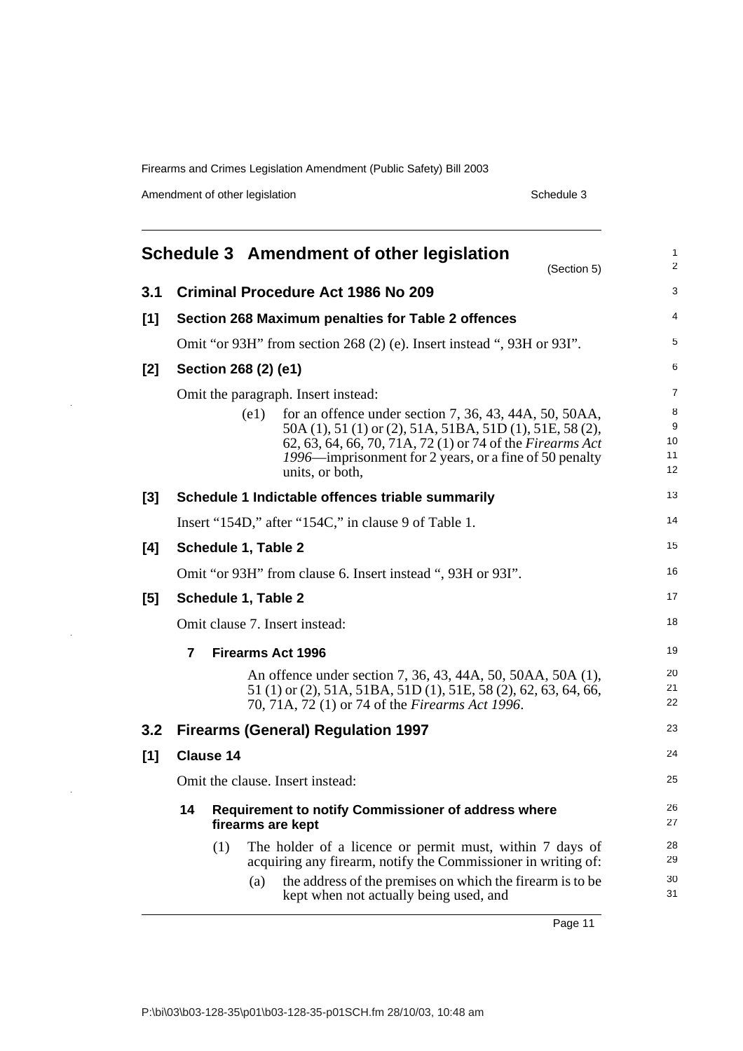## Schedule 3 Amendment of other legislation

(Section 5)

### 3.1 Criminal Procedure Act 1986 No 209

**[1] Section 268 Maximum penalties for Table 2 offences**

Omit "or 93H" from section 268 (2) (e). Insert instead ", 93H or 93I".

**[2] Section 268 (2) (e1)**

Omit the paragraph. Insert instead:

(e1) for an offence under section 7, 36, 43, 44A, 50, 50AA, 50A (1), 51 (1) or (2), 51A, 51BA, 51D (1), 51E, 58 (2), 62, 63, 64, 66, 70, 71A, 72 (1) or 74 of the *Firearms Act 1996*—imprisonment for 2 years, or a fine of 50 penalty units, or both,

**[3] Schedule 1 Indictable offences triable summarily**

Insert "154D," after "154C," in clause 9 of Table 1.

**[4] Schedule 1, Table 2**

Omit "or 93H" from clause 6. Insert instead ", 93H or 93I".

**[5] Schedule 1, Table 2**

Omit clause 7. Insert instead:

**7 Firearms Act 1996**

An offence under section 7, 36, 43, 44A, 50, 50AA, 50A (1), 51 (1) or (2), 51A, 51BA, 51D (1), 51E, 58 (2), 62, 63, 64, 66, 70, 71A, 72 (1) or 74 of the *Firearms Act 1996*.

### 3.2 Firearms (General) Regulation 1997

**[1] Clause 14**

Omit the clause. Insert instead:

**14 Requirement to notify Commissioner of address where firearms are kept**

(1) The holder of a licence or permit must, within 7 days of acquiring any firearm, notify the Commissioner in writing of:

(a) the address of the premises on which the firearm is to be kept when not actually being used, and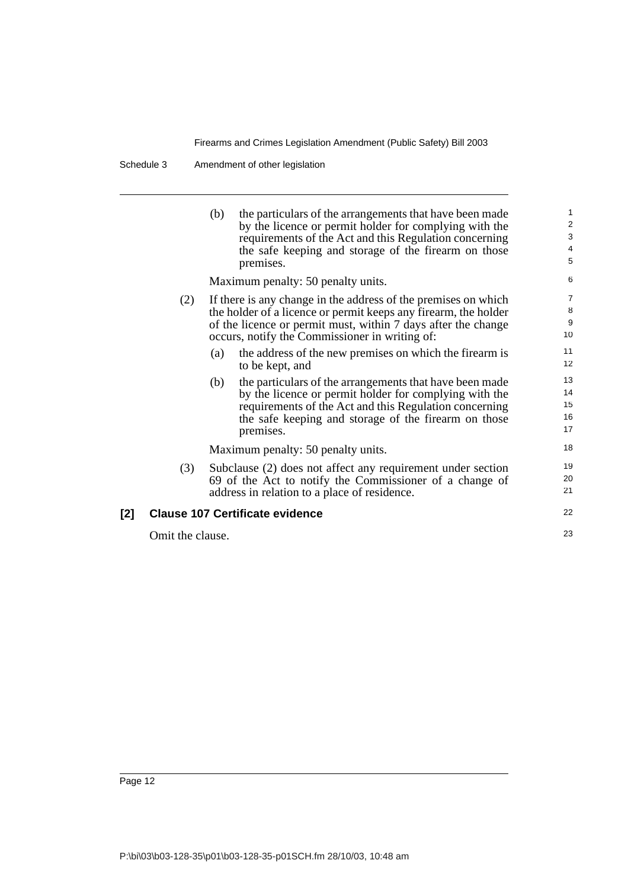(b) the particulars of the arrangements that have been made by the licence or permit holder for complying with the requirements of the Act and this Regulation concerning the safe keeping and storage of the firearm on those premises.

Maximum penalty: 50 penalty units.

(2) If there is any change in the address of the premises on which the holder of a licence or permit keeps any firearm, the holder of the licence or permit must, within 7 days after the change occurs, notify the Commissioner in writing of:

(a) the address of the new premises on which the firearm is to be kept, and

(b) the particulars of the arrangements that have been made by the licence or permit holder for complying with the requirements of the Act and this Regulation concerning the safe keeping and storage of the firearm on those premises.

Maximum penalty: 50 penalty units.

(3) Subclause (2) does not affect any requirement under section 69 of the Act to notify the Commissioner of a change of address in relation to a place of residence.

### [2] Clause 107 Certificate evidence

Omit the clause.